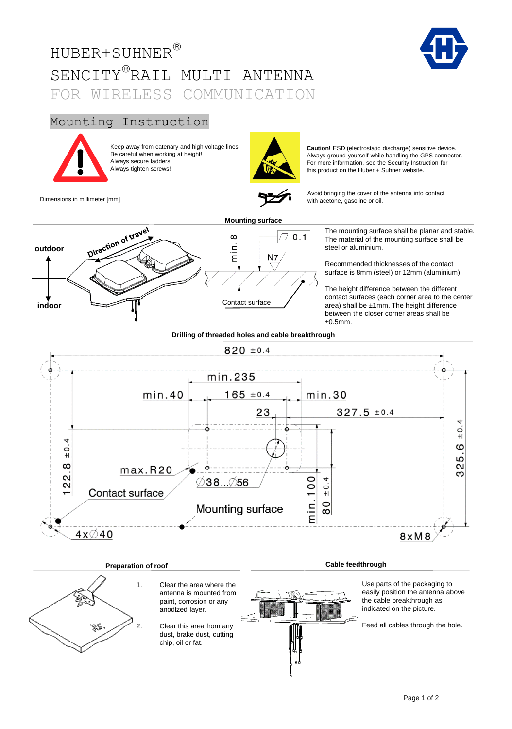# HUBER+SUHNER®

# SENCITY® RAIL MULTI ANTENNA

## FOR WIRELESS COMMUNICATION

## Mounting Instruction

Keep away from catenary and high voltage lines.
Be careful when working at height!
Always secure ladders!
Always tighten screws!

**Caution!** ESD (electrostatic discharge) sensitive device. Always ground yourself while handling the GPS connector. For more information, see the Security Instruction for this product on the Huber + Suhner website.

Dimensions in millimeter [mm]

Avoid bringing the cover of the antenna into contact with acetone, gasoline or oil.

### Mounting surface

outdoor

Direction of travel

indoor

min. 8

0.1

N7

Contact surface

The mounting surface shall be planar and stable. The material of the mounting surface shall be steel or aluminium.

Recommended thicknesses of the contact surface is 8mm (steel) or 12mm (aluminium).

The height difference between the different contact surfaces (each corner area to the center area) shall be ±1mm. The height difference between the closer corner areas shall be ±0.5mm.

### Drilling of threaded holes and cable breakthrough

820 ±0.4

min.235

min.40

165 ±0.4

min.30

23

327.5 ±0.4

122.8 ±0.4

325.6 ±0.4

max.R20

∅38...∅56

Contact surface

Mounting surface

min.100

80 ±0.4

4x∅40

8xM8

### Preparation of roof

1. Clear the area where the antenna is mounted from paint, corrosion or any anodized layer.
2. Clear this area from any dust, brake dust, cutting chip, oil or fat.

### Cable feedthrough

Use parts of the packaging to easily position the antenna above the cable breakthrough as indicated on the picture.

Feed all cables through the hole.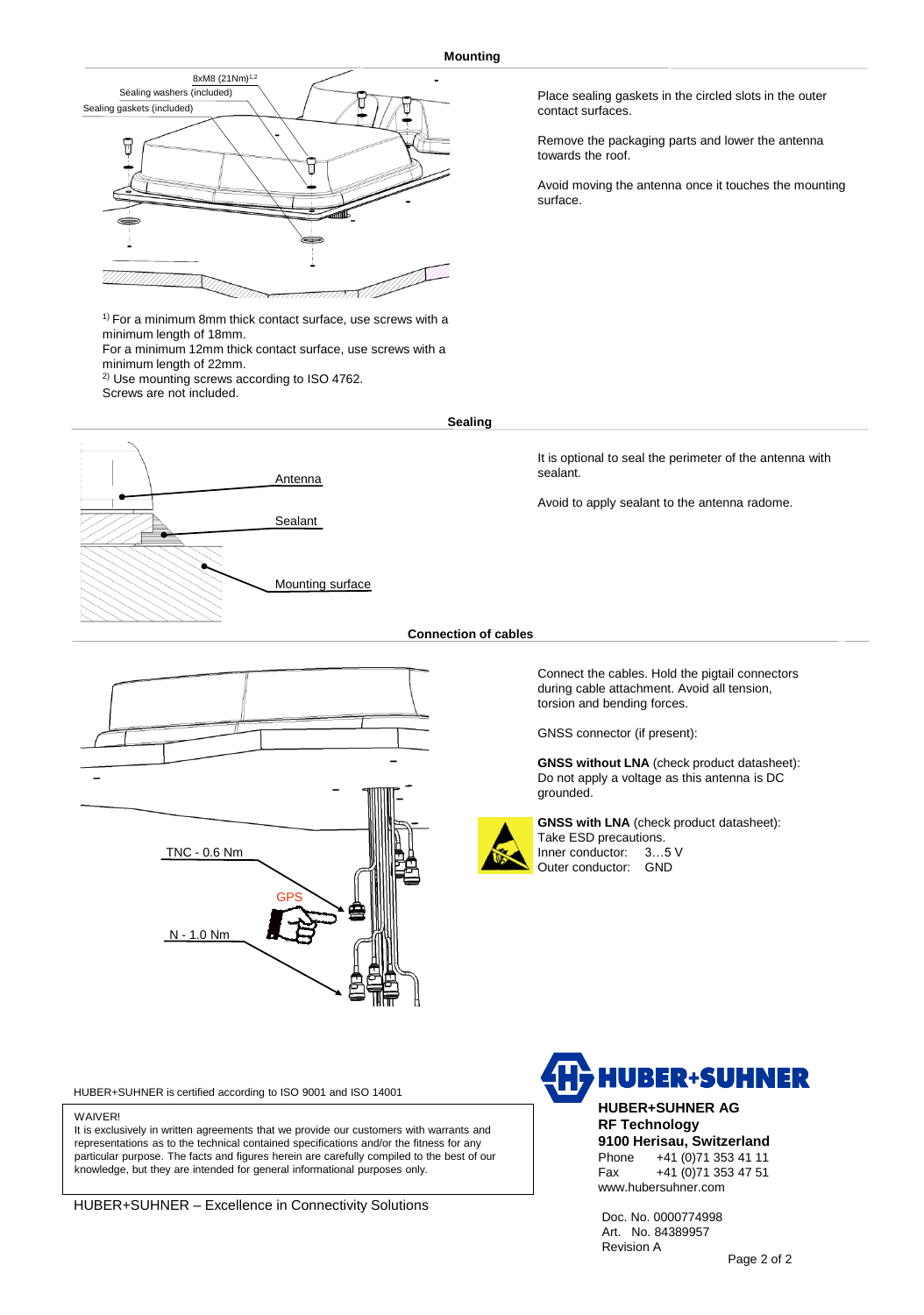## Mounting

8xM8 (21Nm)[1,2]

Sealing washers (included)

Sealing gaskets (included)

Place sealing gaskets in the circled slots in the outer contact surfaces.

Remove the packaging parts and lower the antenna towards the roof.

Avoid moving the antenna once it touches the mounting surface.

[1] For a minimum 8mm thick contact surface, use screws with a minimum length of 18mm.
For a minimum 12mm thick contact surface, use screws with a minimum length of 22mm.
[2] Use mounting screws according to ISO 4762.
Screws are not included.

## Sealing

Antenna

Sealant

Mounting surface

It is optional to seal the perimeter of the antenna with sealant.

Avoid to apply sealant to the antenna radome.

## Connection of cables

TNC - 0.6 Nm

GPS

N - 1.0 Nm

Connect the cables. Hold the pigtail connectors during cable attachment. Avoid all tension, torsion and bending forces.

GNSS connector (if present):

**GNSS without LNA** (check product datasheet):
Do not apply a voltage as this antenna is DC grounded.

**GNSS with LNA** (check product datasheet):
Take ESD precautions.
Inner conductor: 3…5 V
Outer conductor: GND

HUBER+SUHNER is certified according to ISO 9001 and ISO 14001

WAIVER!
It is exclusively in written agreements that we provide our customers with warrants and representations as to the technical contained specifications and/or the fitness for any particular purpose. The facts and figures herein are carefully compiled to the best of our knowledge, but they are intended for general informational purposes only.

HUBER+SUHNER – Excellence in Connectivity Solutions

HUBER+SUHNER

**HUBER+SUHNER AG**
**RF Technology**
**9100 Herisau, Switzerland**
Phone +41 (0)71 353 41 11
Fax +41 (0)71 353 47 51
www.hubersuhner.com

Doc. No. 0000774998
Art. No. 84389957
Revision A